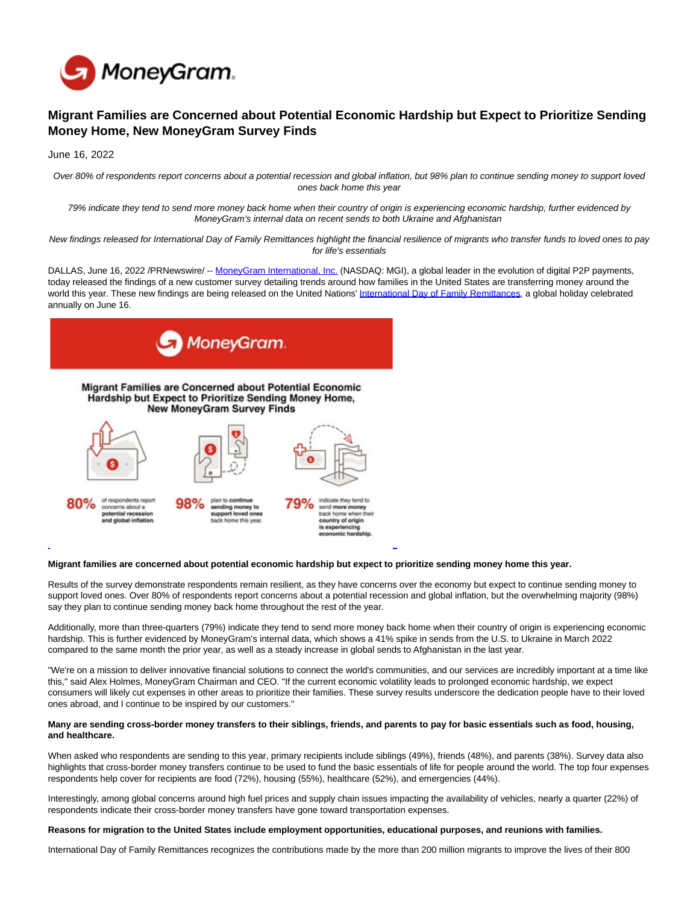# Migrant Families are Concerned about Potential Economic Hardship but Expect to Prioritize Sending Money Home, New MoneyGram Survey Finds

June 16, 2022

*Over 80% of respondents report concerns about a potential recession and global inflation, but 98% plan to continue sending money to support loved ones back home this year*

*79% indicate they tend to send more money back home when their country of origin is experiencing economic hardship, further evidenced by MoneyGram's internal data on recent sends to both Ukraine and Afghanistan*

*New findings released for International Day of Family Remittances highlight the financial resilience of migrants who transfer funds to loved ones to pay for life's essentials*

DALLAS, June 16, 2022 /PRNewswire/ -- MoneyGram International, Inc. (NASDAQ: MGI), a global leader in the evolution of digital P2P payments, today released the findings of a new customer survey detailing trends around how families in the United States are transferring money around the world this year. These new findings are being released on the United Nations' International Day of Family Remittances, a global holiday celebrated annually on June 16.

**Migrant families are concerned about potential economic hardship but expect to prioritize sending money home this year.**

Results of the survey demonstrate respondents remain resilient, as they have concerns over the economy but expect to continue sending money to support loved ones. Over 80% of respondents report concerns about a potential recession and global inflation, but the overwhelming majority (98%) say they plan to continue sending money back home throughout the rest of the year.

Additionally, more than three-quarters (79%) indicate they tend to send more money back home when their country of origin is experiencing economic hardship. This is further evidenced by MoneyGram's internal data, which shows a 41% spike in sends from the U.S. to Ukraine in March 2022 compared to the same month the prior year, as well as a steady increase in global sends to Afghanistan in the last year.

"We're on a mission to deliver innovative financial solutions to connect the world's communities, and our services are incredibly important at a time like this," said Alex Holmes, MoneyGram Chairman and CEO. "If the current economic volatility leads to prolonged economic hardship, we expect consumers will likely cut expenses in other areas to prioritize their families. These survey results underscore the dedication people have to their loved ones abroad, and I continue to be inspired by our customers."

**Many are sending cross-border money transfers to their siblings, friends, and parents to pay for basic essentials such as food, housing, and healthcare.**

When asked who respondents are sending to this year, primary recipients include siblings (49%), friends (48%), and parents (38%). Survey data also highlights that cross-border money transfers continue to be used to fund the basic essentials of life for people around the world. The top four expenses respondents help cover for recipients are food (72%), housing (55%), healthcare (52%), and emergencies (44%).

Interestingly, among global concerns around high fuel prices and supply chain issues impacting the availability of vehicles, nearly a quarter (22%) of respondents indicate their cross-border money transfers have gone toward transportation expenses.

**Reasons for migration to the United States include employment opportunities, educational purposes, and reunions with families.**

International Day of Family Remittances recognizes the contributions made by the more than 200 million migrants to improve the lives of their 800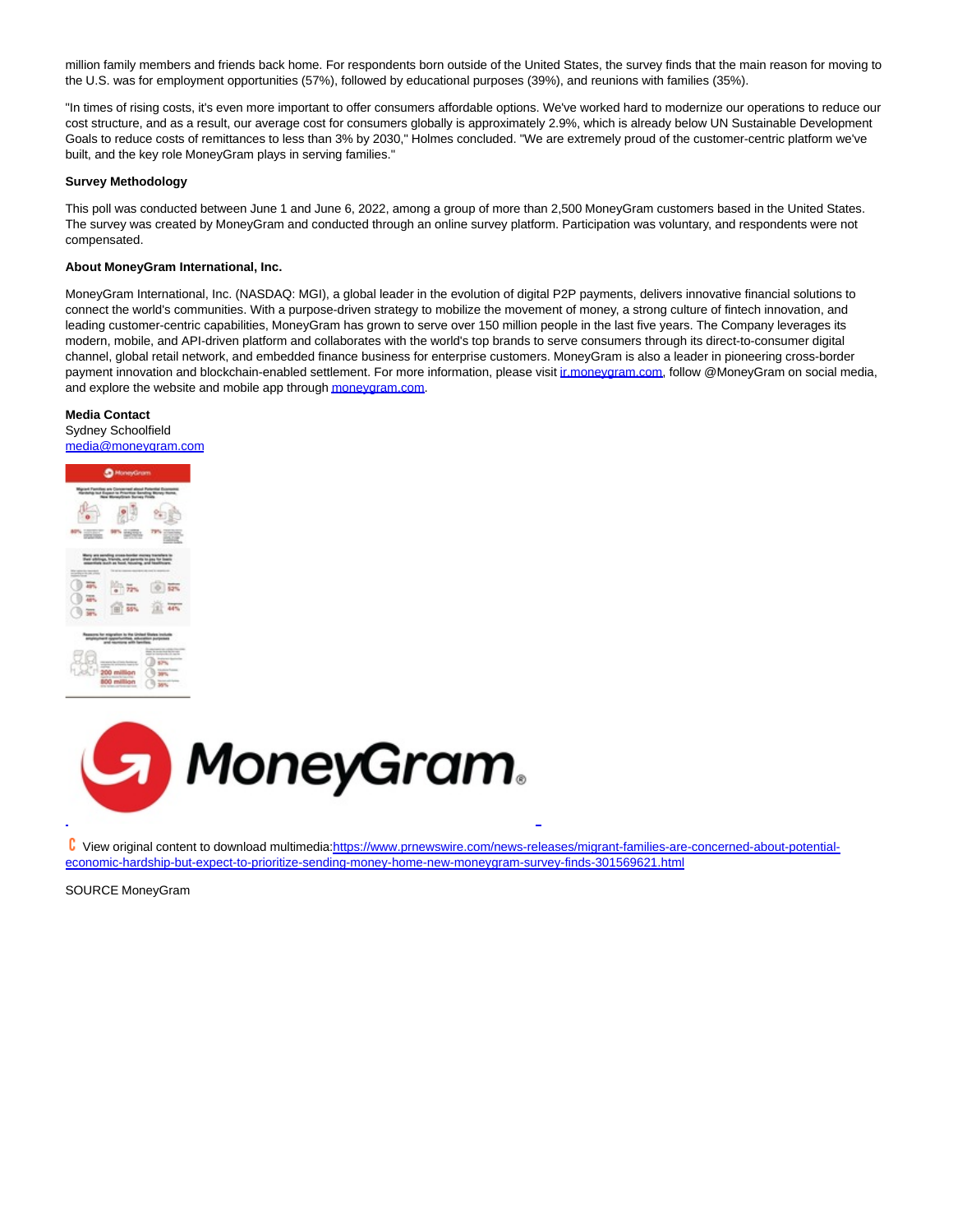million family members and friends back home. For respondents born outside of the United States, the survey finds that the main reason for moving to the U.S. was for employment opportunities (57%), followed by educational purposes (39%), and reunions with families (35%).

"In times of rising costs, it's even more important to offer consumers affordable options. We've worked hard to modernize our operations to reduce our cost structure, and as a result, our average cost for consumers globally is approximately 2.9%, which is already below UN Sustainable Development Goals to reduce costs of remittances to less than 3% by 2030," Holmes concluded. "We are extremely proud of the customer-centric platform we've built, and the key role MoneyGram plays in serving families."

**Survey Methodology**

This poll was conducted between June 1 and June 6, 2022, among a group of more than 2,500 MoneyGram customers based in the United States. The survey was created by MoneyGram and conducted through an online survey platform. Participation was voluntary, and respondents were not compensated.

**About MoneyGram International, Inc.**

MoneyGram International, Inc. (NASDAQ: MGI), a global leader in the evolution of digital P2P payments, delivers innovative financial solutions to connect the world's communities. With a purpose-driven strategy to mobilize the movement of money, a strong culture of fintech innovation, and leading customer-centric capabilities, MoneyGram has grown to serve over 150 million people in the last five years. The Company leverages its modern, mobile, and API-driven platform and collaborates with the world's top brands to serve consumers through its direct-to-consumer digital channel, global retail network, and embedded finance business for enterprise customers. MoneyGram is also a leader in pioneering cross-border payment innovation and blockchain-enabled settlement. For more information, please visit ir.moneygram.com, follow @MoneyGram on social media, and explore the website and mobile app through moneygram.com.

**Media Contact**
Sydney Schoolfield
media@moneygram.com

View original content to download multimedia:https://www.prnewswire.com/news-releases/migrant-families-are-concerned-about-potential-economic-hardship-but-expect-to-prioritize-sending-money-home-new-moneygram-survey-finds-301569621.html

SOURCE MoneyGram